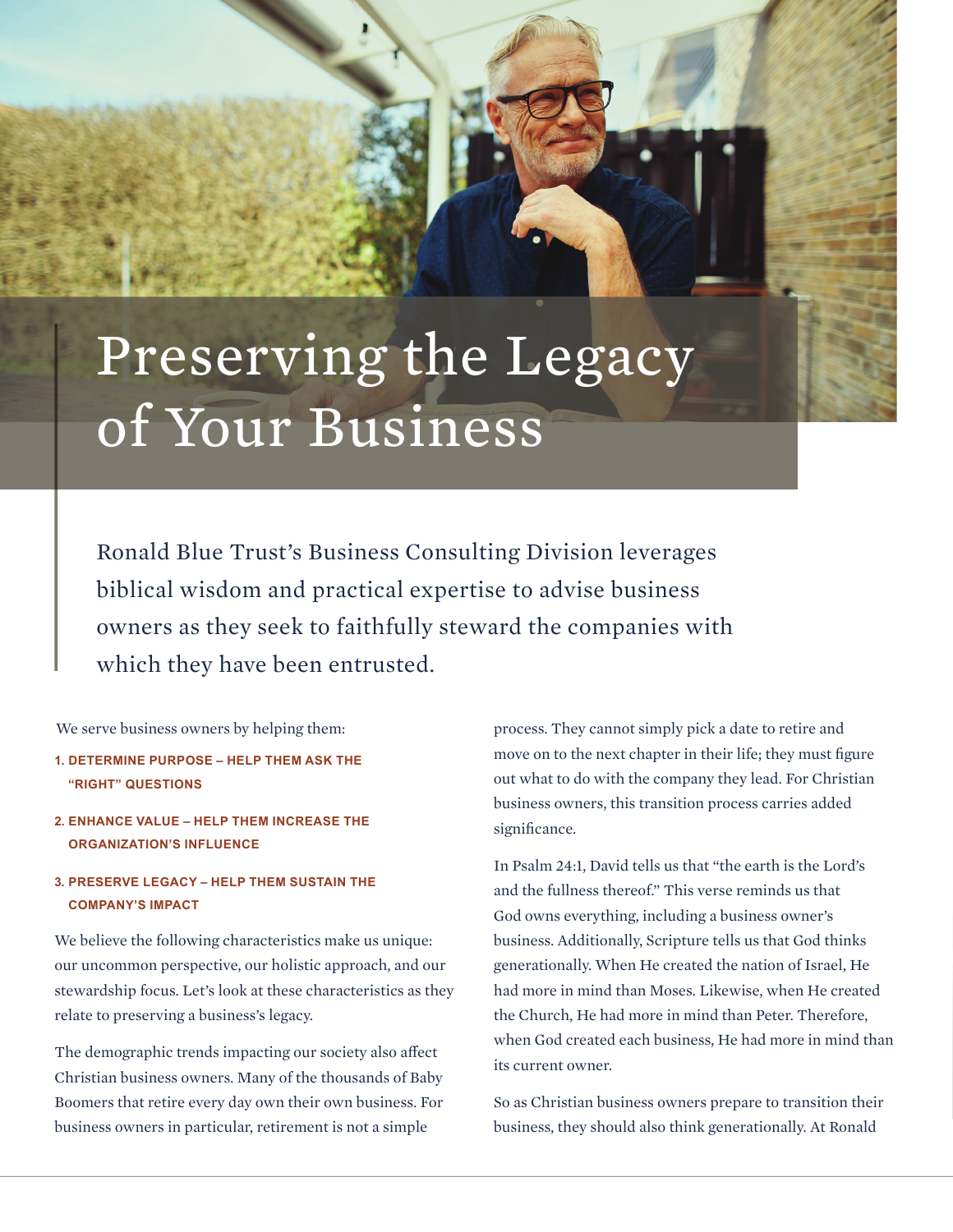# Preserving the Legacy of Your Business

Ronald Blue Trust's Business Consulting Division leverages biblical wisdom and practical expertise to advise business owners as they seek to faithfully steward the companies with which they have been entrusted.

We serve business owners by helping them:

1. **DETERMINE PURPOSE – HELP THEM ASK THE "RIGHT" QUESTIONS**
2. **ENHANCE VALUE – HELP THEM INCREASE THE ORGANIZATION'S INFLUENCE**
3. **PRESERVE LEGACY – HELP THEM SUSTAIN THE COMPANY'S IMPACT**

We believe the following characteristics make us unique: our uncommon perspective, our holistic approach, and our stewardship focus. Let's look at these characteristics as they relate to preserving a business's legacy.

The demographic trends impacting our society also affect Christian business owners. Many of the thousands of Baby Boomers that retire every day own their own business. For business owners in particular, retirement is not a simple process. They cannot simply pick a date to retire and move on to the next chapter in their life; they must figure out what to do with the company they lead. For Christian business owners, this transition process carries added significance.

In Psalm 24:1, David tells us that "the earth is the Lord's and the fullness thereof." This verse reminds us that God owns everything, including a business owner's business. Additionally, Scripture tells us that God thinks generationally. When He created the nation of Israel, He had more in mind than Moses. Likewise, when He created the Church, He had more in mind than Peter. Therefore, when God created each business, He had more in mind than its current owner.

So as Christian business owners prepare to transition their business, they should also think generationally. At Ronald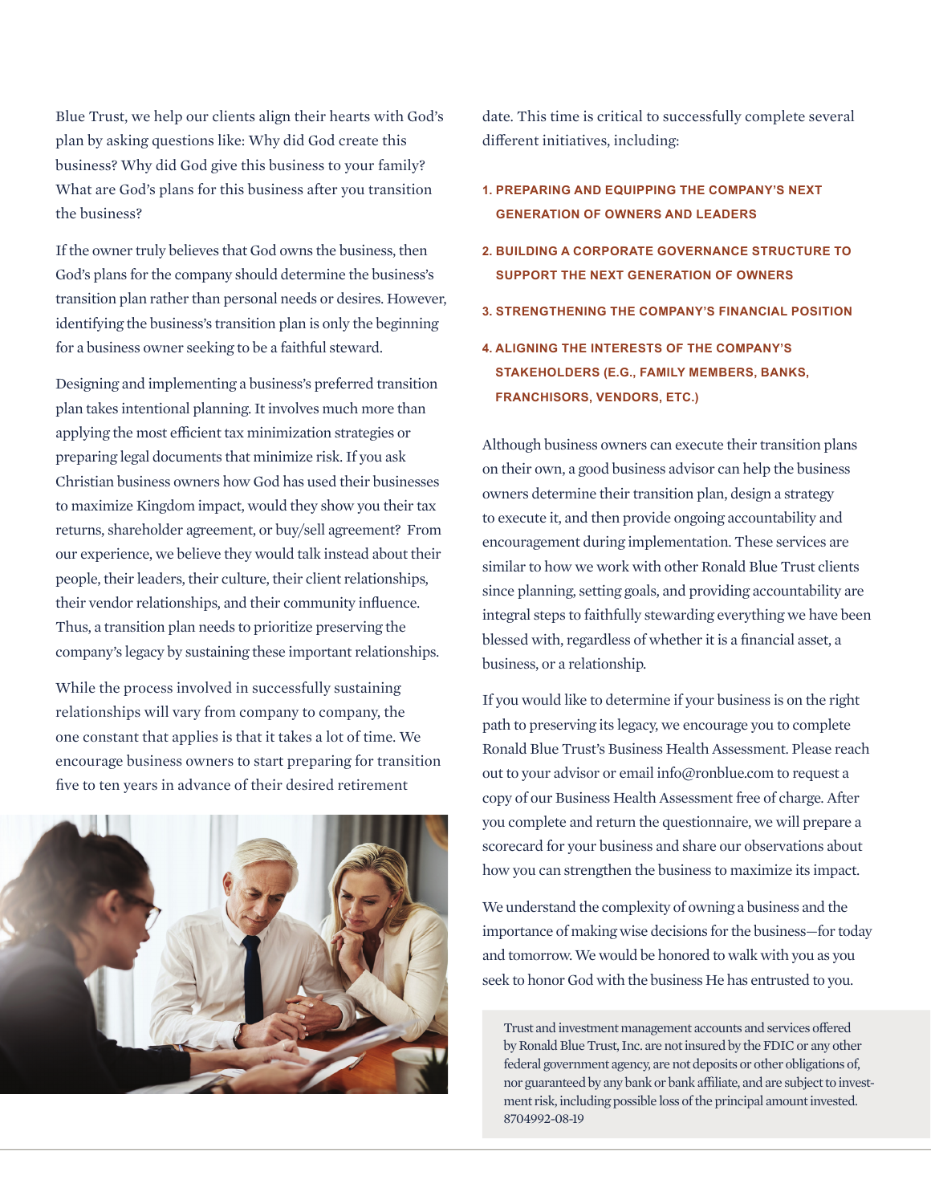Blue Trust, we help our clients align their hearts with God's plan by asking questions like: Why did God create this business? Why did God give this business to your family? What are God's plans for this business after you transition the business?

If the owner truly believes that God owns the business, then God's plans for the company should determine the business's transition plan rather than personal needs or desires. However, identifying the business's transition plan is only the beginning for a business owner seeking to be a faithful steward.

Designing and implementing a business's preferred transition plan takes intentional planning. It involves much more than applying the most efficient tax minimization strategies or preparing legal documents that minimize risk. If you ask Christian business owners how God has used their businesses to maximize Kingdom impact, would they show you their tax returns, shareholder agreement, or buy/sell agreement? From our experience, we believe they would talk instead about their people, their leaders, their culture, their client relationships, their vendor relationships, and their community influence. Thus, a transition plan needs to prioritize preserving the company's legacy by sustaining these important relationships.

While the process involved in successfully sustaining relationships will vary from company to company, the one constant that applies is that it takes a lot of time. We encourage business owners to start preparing for transition five to ten years in advance of their desired retirement date. This time is critical to successfully complete several different initiatives, including:

1. **PREPARING AND EQUIPPING THE COMPANY'S NEXT GENERATION OF OWNERS AND LEADERS**
2. **BUILDING A CORPORATE GOVERNANCE STRUCTURE TO SUPPORT THE NEXT GENERATION OF OWNERS**
3. **STRENGTHENING THE COMPANY'S FINANCIAL POSITION**
4. **ALIGNING THE INTERESTS OF THE COMPANY'S STAKEHOLDERS (E.G., FAMILY MEMBERS, BANKS, FRANCHISORS, VENDORS, ETC.)**

Although business owners can execute their transition plans on their own, a good business advisor can help the business owners determine their transition plan, design a strategy to execute it, and then provide ongoing accountability and encouragement during implementation. These services are similar to how we work with other Ronald Blue Trust clients since planning, setting goals, and providing accountability are integral steps to faithfully stewarding everything we have been blessed with, regardless of whether it is a financial asset, a business, or a relationship.

If you would like to determine if your business is on the right path to preserving its legacy, we encourage you to complete Ronald Blue Trust's Business Health Assessment. Please reach out to your advisor or email info@ronblue.com to request a copy of our Business Health Assessment free of charge. After you complete and return the questionnaire, we will prepare a scorecard for your business and share our observations about how you can strengthen the business to maximize its impact.

We understand the complexity of owning a business and the importance of making wise decisions for the business—for today and tomorrow. We would be honored to walk with you as you seek to honor God with the business He has entrusted to you.

Trust and investment management accounts and services offered by Ronald Blue Trust, Inc. are not insured by the FDIC or any other federal government agency, are not deposits or other obligations of, nor guaranteed by any bank or bank affiliate, and are subject to investment risk, including possible loss of the principal amount invested. 8704992-08-19